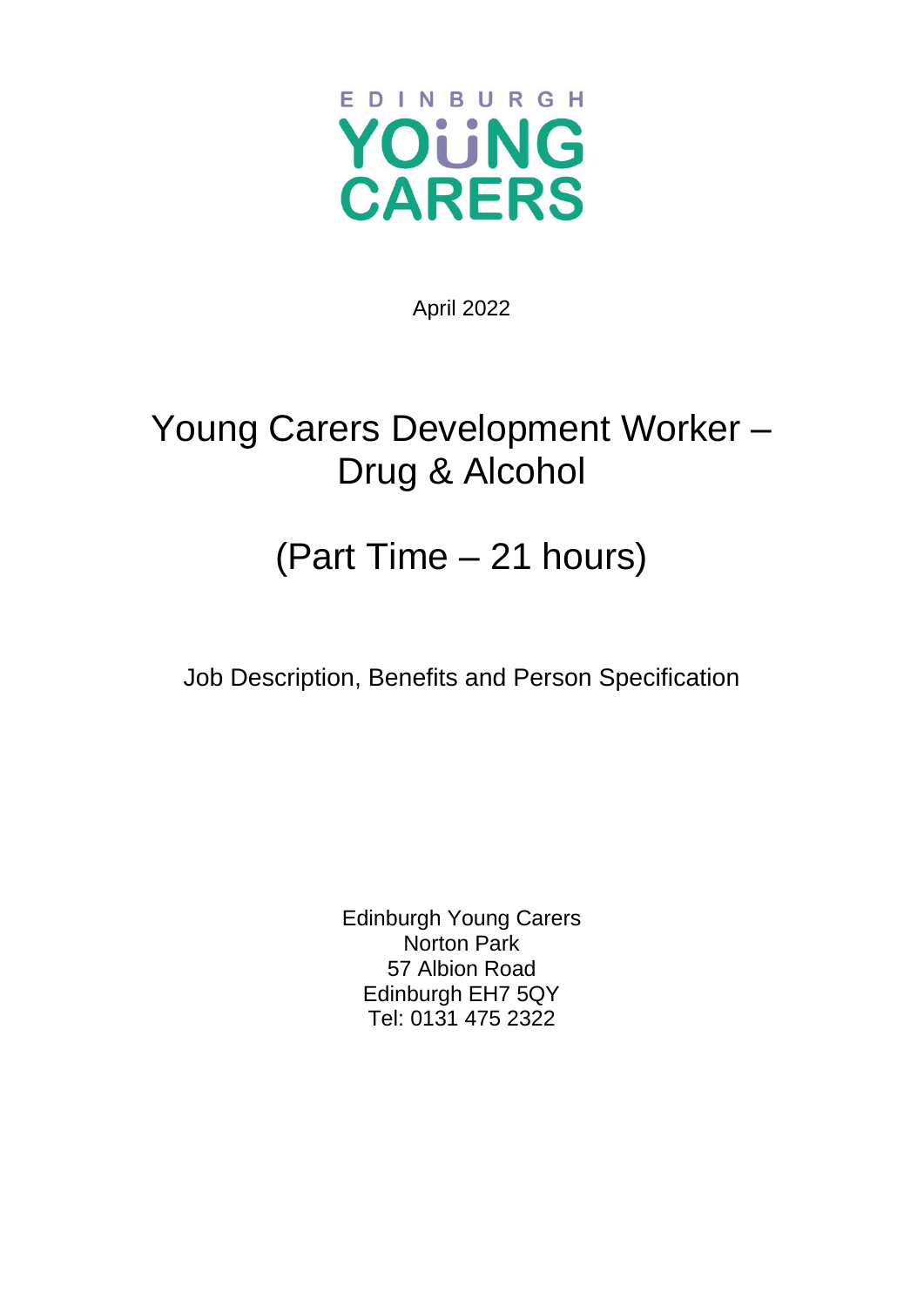EDINBURGH
YOUNG
CARERS

April 2022

# Young Carers Development Worker – Drug & Alcohol

# (Part Time – 21 hours)

Job Description, Benefits and Person Specification

Edinburgh Young Carers
Norton Park
57 Albion Road
Edinburgh EH7 5QY
Tel: 0131 475 2322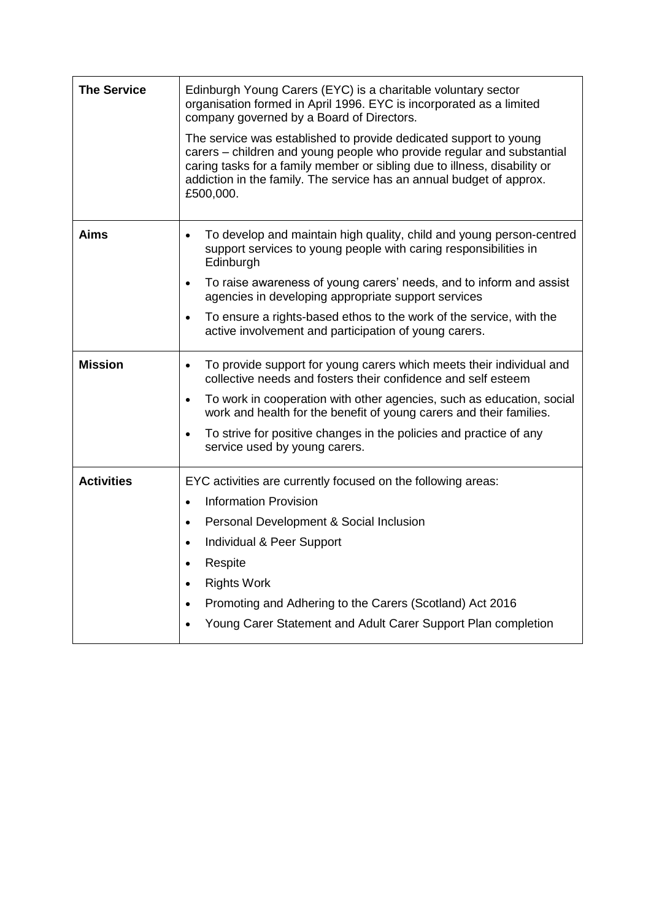| **The Service** | Edinburgh Young Carers (EYC) is a charitable voluntary sector organisation formed in April 1996. EYC is incorporated as a limited company governed by a Board of Directors.<br><br>The service was established to provide dedicated support to young carers – children and young people who provide regular and substantial caring tasks for a family member or sibling due to illness, disability or addiction in the family. The service has an annual budget of approx. £500,000. |
|---|---|
| **Aims** | • To develop and maintain high quality, child and young person-centred support services to young people with caring responsibilities in Edinburgh<br>• To raise awareness of young carers' needs, and to inform and assist agencies in developing appropriate support services<br>• To ensure a rights-based ethos to the work of the service, with the active involvement and participation of young carers. |
| **Mission** | • To provide support for young carers which meets their individual and collective needs and fosters their confidence and self esteem<br>• To work in cooperation with other agencies, such as education, social work and health for the benefit of young carers and their families.<br>• To strive for positive changes in the policies and practice of any service used by young carers. |
| **Activities** | EYC activities are currently focused on the following areas:<br>• Information Provision<br>• Personal Development & Social Inclusion<br>• Individual & Peer Support<br>• Respite<br>• Rights Work<br>• Promoting and Adhering to the Carers (Scotland) Act 2016<br>• Young Carer Statement and Adult Carer Support Plan completion |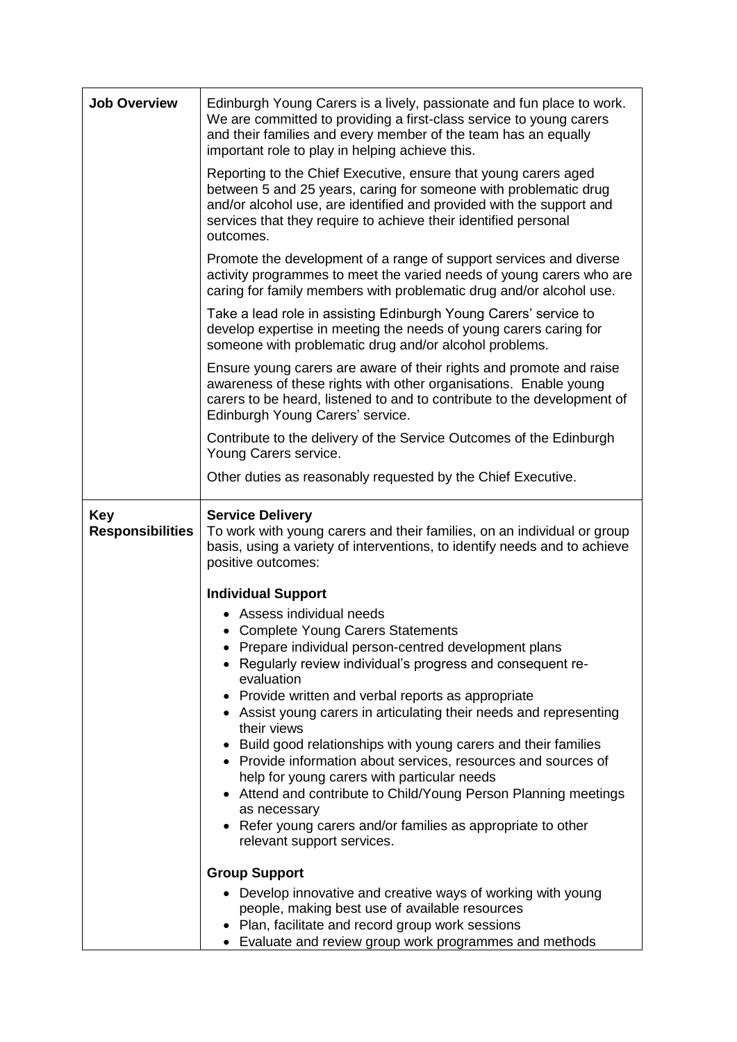| | |
|---|---|
| **Job Overview** | Edinburgh Young Carers is a lively, passionate and fun place to work. We are committed to providing a first-class service to young carers and their families and every member of the team has an equally important role to play in helping achieve this.<br><br>Reporting to the Chief Executive, ensure that young carers aged between 5 and 25 years, caring for someone with problematic drug and/or alcohol use, are identified and provided with the support and services that they require to achieve their identified personal outcomes.<br><br>Promote the development of a range of support services and diverse activity programmes to meet the varied needs of young carers who are caring for family members with problematic drug and/or alcohol use.<br><br>Take a lead role in assisting Edinburgh Young Carers' service to develop expertise in meeting the needs of young carers caring for someone with problematic drug and/or alcohol problems.<br><br>Ensure young carers are aware of their rights and promote and raise awareness of these rights with other organisations. Enable young carers to be heard, listened to and to contribute to the development of Edinburgh Young Carers' service.<br><br>Contribute to the delivery of the Service Outcomes of the Edinburgh Young Carers service.<br><br>Other duties as reasonably requested by the Chief Executive. |
| **Key Responsibilities** | **Service Delivery**<br>To work with young carers and their families, on an individual or group basis, using a variety of interventions, to identify needs and to achieve positive outcomes:<br><br>**Individual Support**<br>• Assess individual needs<br>• Complete Young Carers Statements<br>• Prepare individual person-centred development plans<br>• Regularly review individual's progress and consequent re-evaluation<br>• Provide written and verbal reports as appropriate<br>• Assist young carers in articulating their needs and representing their views<br>• Build good relationships with young carers and their families<br>• Provide information about services, resources and sources of help for young carers with particular needs<br>• Attend and contribute to Child/Young Person Planning meetings as necessary<br>• Refer young carers and/or families as appropriate to other relevant support services.<br><br>**Group Support**<br>• Develop innovative and creative ways of working with young people, making best use of available resources<br>• Plan, facilitate and record group work sessions<br>• Evaluate and review group work programmes and methods |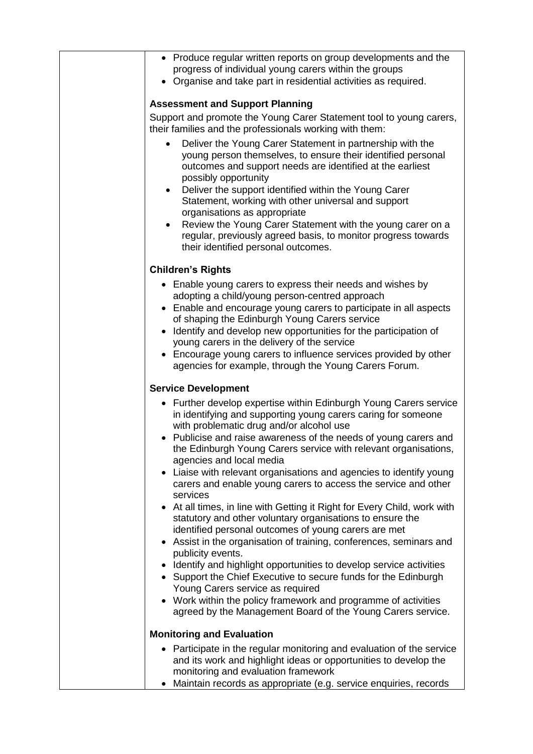- Produce regular written reports on group developments and the progress of individual young carers within the groups
- Organise and take part in residential activities as required.

**Assessment and Support Planning**

Support and promote the Young Carer Statement tool to young carers, their families and the professionals working with them:

- Deliver the Young Carer Statement in partnership with the young person themselves, to ensure their identified personal outcomes and support needs are identified at the earliest possibly opportunity
- Deliver the support identified within the Young Carer Statement, working with other universal and support organisations as appropriate
- Review the Young Carer Statement with the young carer on a regular, previously agreed basis, to monitor progress towards their identified personal outcomes.

**Children's Rights**

- Enable young carers to express their needs and wishes by adopting a child/young person-centred approach
- Enable and encourage young carers to participate in all aspects of shaping the Edinburgh Young Carers service
- Identify and develop new opportunities for the participation of young carers in the delivery of the service
- Encourage young carers to influence services provided by other agencies for example, through the Young Carers Forum.

**Service Development**

- Further develop expertise within Edinburgh Young Carers service in identifying and supporting young carers caring for someone with problematic drug and/or alcohol use
- Publicise and raise awareness of the needs of young carers and the Edinburgh Young Carers service with relevant organisations, agencies and local media
- Liaise with relevant organisations and agencies to identify young carers and enable young carers to access the service and other services
- At all times, in line with Getting it Right for Every Child, work with statutory and other voluntary organisations to ensure the identified personal outcomes of young carers are met
- Assist in the organisation of training, conferences, seminars and publicity events.
- Identify and highlight opportunities to develop service activities
- Support the Chief Executive to secure funds for the Edinburgh Young Carers service as required
- Work within the policy framework and programme of activities agreed by the Management Board of the Young Carers service.

**Monitoring and Evaluation**

- Participate in the regular monitoring and evaluation of the service and its work and highlight ideas or opportunities to develop the monitoring and evaluation framework
- Maintain records as appropriate (e.g. service enquiries, records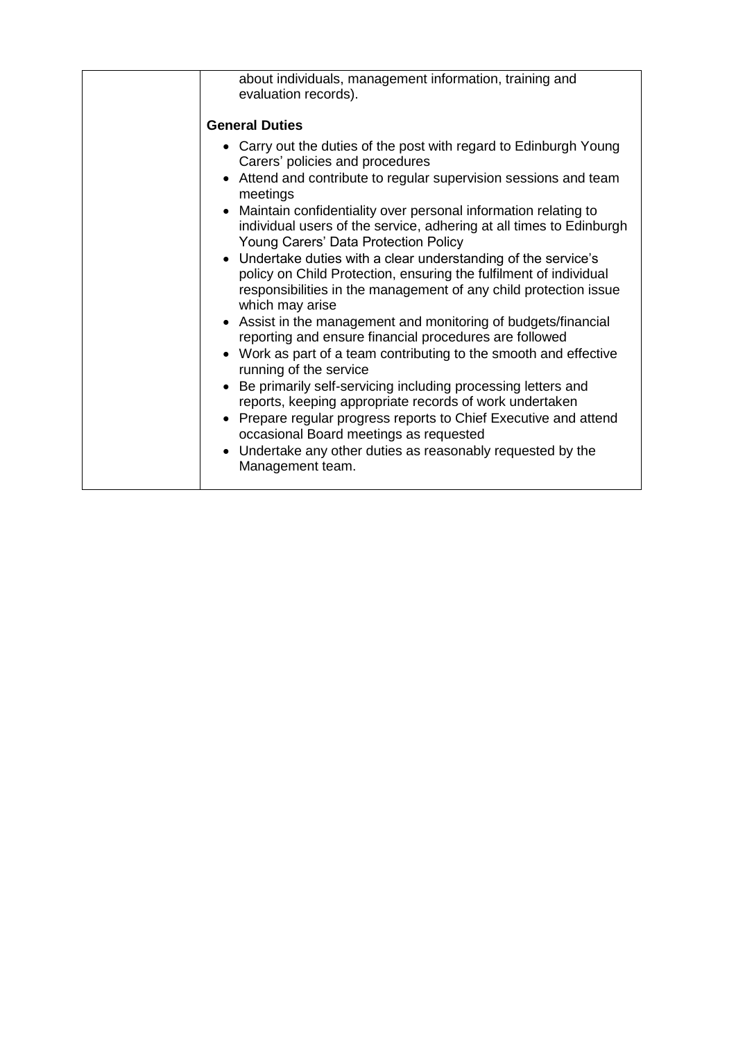| | about individuals, management information, training and evaluation records).<br><br>**General Duties**<br><br>• Carry out the duties of the post with regard to Edinburgh Young Carers' policies and procedures<br>• Attend and contribute to regular supervision sessions and team meetings<br>• Maintain confidentiality over personal information relating to individual users of the service, adhering at all times to Edinburgh Young Carers' Data Protection Policy<br>• Undertake duties with a clear understanding of the service's policy on Child Protection, ensuring the fulfilment of individual responsibilities in the management of any child protection issue which may arise<br>• Assist in the management and monitoring of budgets/financial reporting and ensure financial procedures are followed<br>• Work as part of a team contributing to the smooth and effective running of the service<br>• Be primarily self-servicing including processing letters and reports, keeping appropriate records of work undertaken<br>• Prepare regular progress reports to Chief Executive and attend occasional Board meetings as requested<br>• Undertake any other duties as reasonably requested by the Management team. |
|---|---|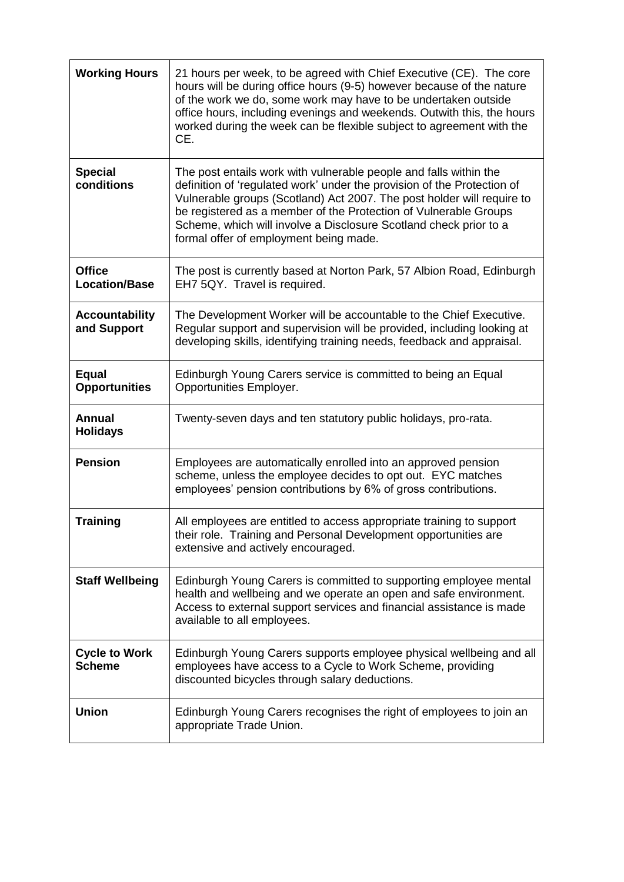| **Working Hours** | 21 hours per week, to be agreed with Chief Executive (CE). The core hours will be during office hours (9-5) however because of the nature of the work we do, some work may have to be undertaken outside office hours, including evenings and weekends. Outwith this, the hours worked during the week can be flexible subject to agreement with the CE. |
|---|---|
| **Special conditions** | The post entails work with vulnerable people and falls within the definition of 'regulated work' under the provision of the Protection of Vulnerable groups (Scotland) Act 2007. The post holder will require to be registered as a member of the Protection of Vulnerable Groups Scheme, which will involve a Disclosure Scotland check prior to a formal offer of employment being made. |
| **Office Location/Base** | The post is currently based at Norton Park, 57 Albion Road, Edinburgh EH7 5QY. Travel is required. |
| **Accountability and Support** | The Development Worker will be accountable to the Chief Executive. Regular support and supervision will be provided, including looking at developing skills, identifying training needs, feedback and appraisal. |
| **Equal Opportunities** | Edinburgh Young Carers service is committed to being an Equal Opportunities Employer. |
| **Annual Holidays** | Twenty-seven days and ten statutory public holidays, pro-rata. |
| **Pension** | Employees are automatically enrolled into an approved pension scheme, unless the employee decides to opt out. EYC matches employees' pension contributions by 6% of gross contributions. |
| **Training** | All employees are entitled to access appropriate training to support their role. Training and Personal Development opportunities are extensive and actively encouraged. |
| **Staff Wellbeing** | Edinburgh Young Carers is committed to supporting employee mental health and wellbeing and we operate an open and safe environment. Access to external support services and financial assistance is made available to all employees. |
| **Cycle to Work Scheme** | Edinburgh Young Carers supports employee physical wellbeing and all employees have access to a Cycle to Work Scheme, providing discounted bicycles through salary deductions. |
| **Union** | Edinburgh Young Carers recognises the right of employees to join an appropriate Trade Union. |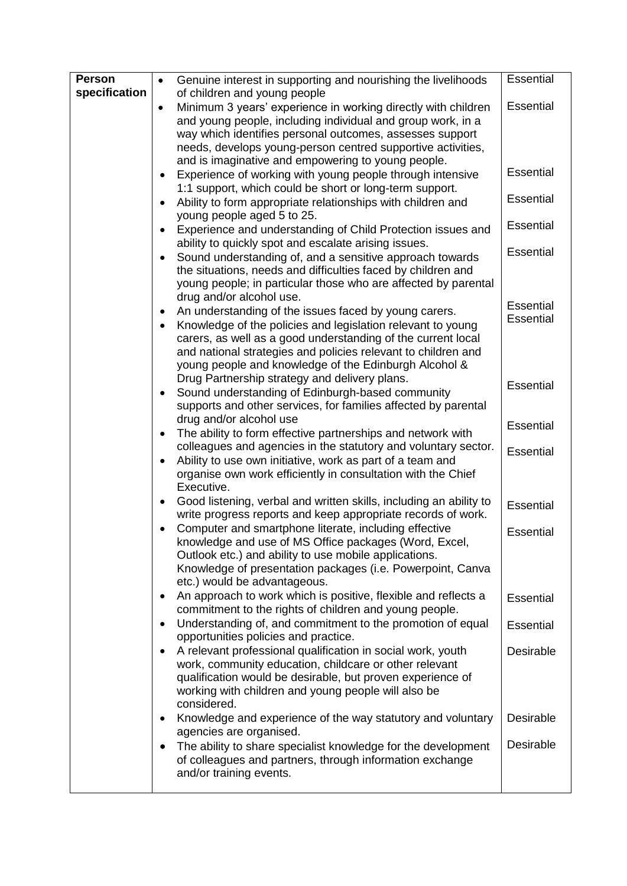| | | |
|---|---|---|
| **Person specification** | • Genuine interest in supporting and nourishing the livelihoods of children and young people | Essential |
| | • Minimum 3 years' experience in working directly with children and young people, including individual and group work, in a way which identifies personal outcomes, assesses support needs, develops young-person centred supportive activities, and is imaginative and empowering to young people. | Essential |
| | • Experience of working with young people through intensive 1:1 support, which could be short or long-term support. | Essential |
| | • Ability to form appropriate relationships with children and young people aged 5 to 25. | Essential |
| | • Experience and understanding of Child Protection issues and ability to quickly spot and escalate arising issues. | Essential |
| | • Sound understanding of, and a sensitive approach towards the situations, needs and difficulties faced by children and young people; in particular those who are affected by parental drug and/or alcohol use. | Essential |
| | • An understanding of the issues faced by young carers. | Essential |
| | • Knowledge of the policies and legislation relevant to young carers, as well as a good understanding of the current local and national strategies and policies relevant to children and young people and knowledge of the Edinburgh Alcohol & Drug Partnership strategy and delivery plans. | Essential |
| | • Sound understanding of Edinburgh-based community supports and other services, for families affected by parental drug and/or alcohol use | Essential |
| | • The ability to form effective partnerships and network with colleagues and agencies in the statutory and voluntary sector. | Essential |
| | • Ability to use own initiative, work as part of a team and organise own work efficiently in consultation with the Chief Executive. | Essential |
| | • Good listening, verbal and written skills, including an ability to write progress reports and keep appropriate records of work. | Essential |
| | • Computer and smartphone literate, including effective knowledge and use of MS Office packages (Word, Excel, Outlook etc.) and ability to use mobile applications. Knowledge of presentation packages (i.e. Powerpoint, Canva etc.) would be advantageous. | Essential |
| | • An approach to work which is positive, flexible and reflects a commitment to the rights of children and young people. | Essential |
| | • Understanding of, and commitment to the promotion of equal opportunities policies and practice. | Essential |
| | • A relevant professional qualification in social work, youth work, community education, childcare or other relevant qualification would be desirable, but proven experience of working with children and young people will also be considered. | Desirable |
| | • Knowledge and experience of the way statutory and voluntary agencies are organised. | Desirable |
| | • The ability to share specialist knowledge for the development of colleagues and partners, through information exchange and/or training events. | Desirable |